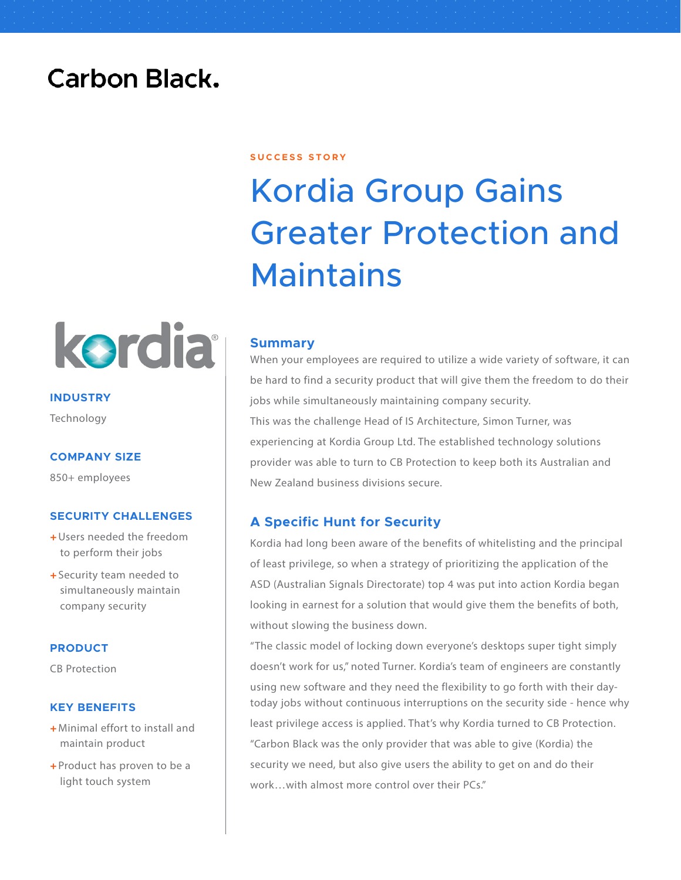Carbon Black.

SUCCESS STORY

# Kordia Group Gains Greater Protection and Maintains

kordia®

**INDUSTRY**

Technology

**COMPANY SIZE**

850+ employees

**SECURITY CHALLENGES**

+ Users needed the freedom to perform their jobs
+ Security team needed to simultaneously maintain company security

**PRODUCT**

CB Protection

**KEY BENEFITS**

+ Minimal effort to install and maintain product
+ Product has proven to be a light touch system

## Summary

When your employees are required to utilize a wide variety of software, it can be hard to find a security product that will give them the freedom to do their jobs while simultaneously maintaining company security.

This was the challenge Head of IS Architecture, Simon Turner, was experiencing at Kordia Group Ltd. The established technology solutions provider was able to turn to CB Protection to keep both its Australian and New Zealand business divisions secure.

## A Specific Hunt for Security

Kordia had long been aware of the benefits of whitelisting and the principal of least privilege, so when a strategy of prioritizing the application of the ASD (Australian Signals Directorate) top 4 was put into action Kordia began looking in earnest for a solution that would give them the benefits of both, without slowing the business down.

"The classic model of locking down everyone's desktops super tight simply doesn't work for us," noted Turner. Kordia's team of engineers are constantly using new software and they need the flexibility to go forth with their day-today jobs without continuous interruptions on the security side - hence why least privilege access is applied. That's why Kordia turned to CB Protection. "Carbon Black was the only provider that was able to give (Kordia) the security we need, but also give users the ability to get on and do their work…with almost more control over their PCs."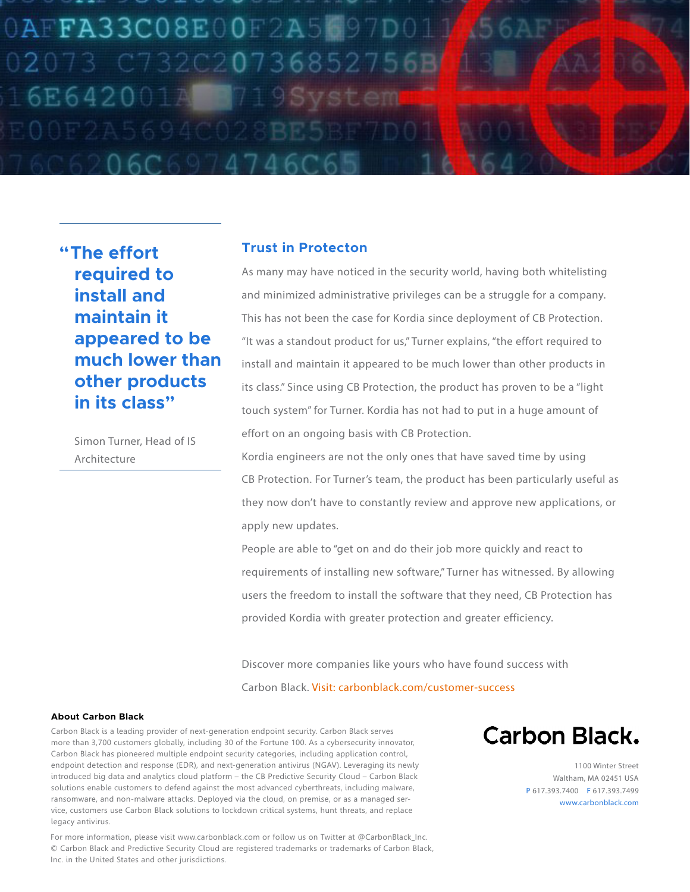> "The effort required to install and maintain it appeared to be much lower than other products in its class"
>
> Simon Turner, Head of IS Architecture

## Trust in Protecton

As many may have noticed in the security world, having both whitelisting and minimized administrative privileges can be a struggle for a company. This has not been the case for Kordia since deployment of CB Protection. "It was a standout product for us," Turner explains, "the effort required to install and maintain it appeared to be much lower than other products in its class." Since using CB Protection, the product has proven to be a "light touch system" for Turner. Kordia has not had to put in a huge amount of effort on an ongoing basis with CB Protection.

Kordia engineers are not the only ones that have saved time by using CB Protection. For Turner's team, the product has been particularly useful as they now don't have to constantly review and approve new applications, or apply new updates.

People are able to "get on and do their job more quickly and react to requirements of installing new software," Turner has witnessed. By allowing users the freedom to install the software that they need, CB Protection has provided Kordia with greater protection and greater efficiency.

Discover more companies like yours who have found success with Carbon Black. Visit: carbonblack.com/customer-success

**About Carbon Black**

Carbon Black is a leading provider of next-generation endpoint security. Carbon Black serves more than 3,700 customers globally, including 30 of the Fortune 100. As a cybersecurity innovator, Carbon Black has pioneered multiple endpoint security categories, including application control, endpoint detection and response (EDR), and next-generation antivirus (NGAV). Leveraging its newly introduced big data and analytics cloud platform – the CB Predictive Security Cloud – Carbon Black solutions enable customers to defend against the most advanced cyberthreats, including malware, ransomware, and non-malware attacks. Deployed via the cloud, on premise, or as a managed service, customers use Carbon Black solutions to lockdown critical systems, hunt threats, and replace legacy antivirus.

For more information, please visit www.carbonblack.com or follow us on Twitter at @CarbonBlack_Inc. © Carbon Black and Predictive Security Cloud are registered trademarks or trademarks of Carbon Black, Inc. in the United States and other jurisdictions.

Carbon Black.

1100 Winter Street
Waltham, MA 02451 USA
P 617.393.7400 F 617.393.7499
www.carbonblack.com